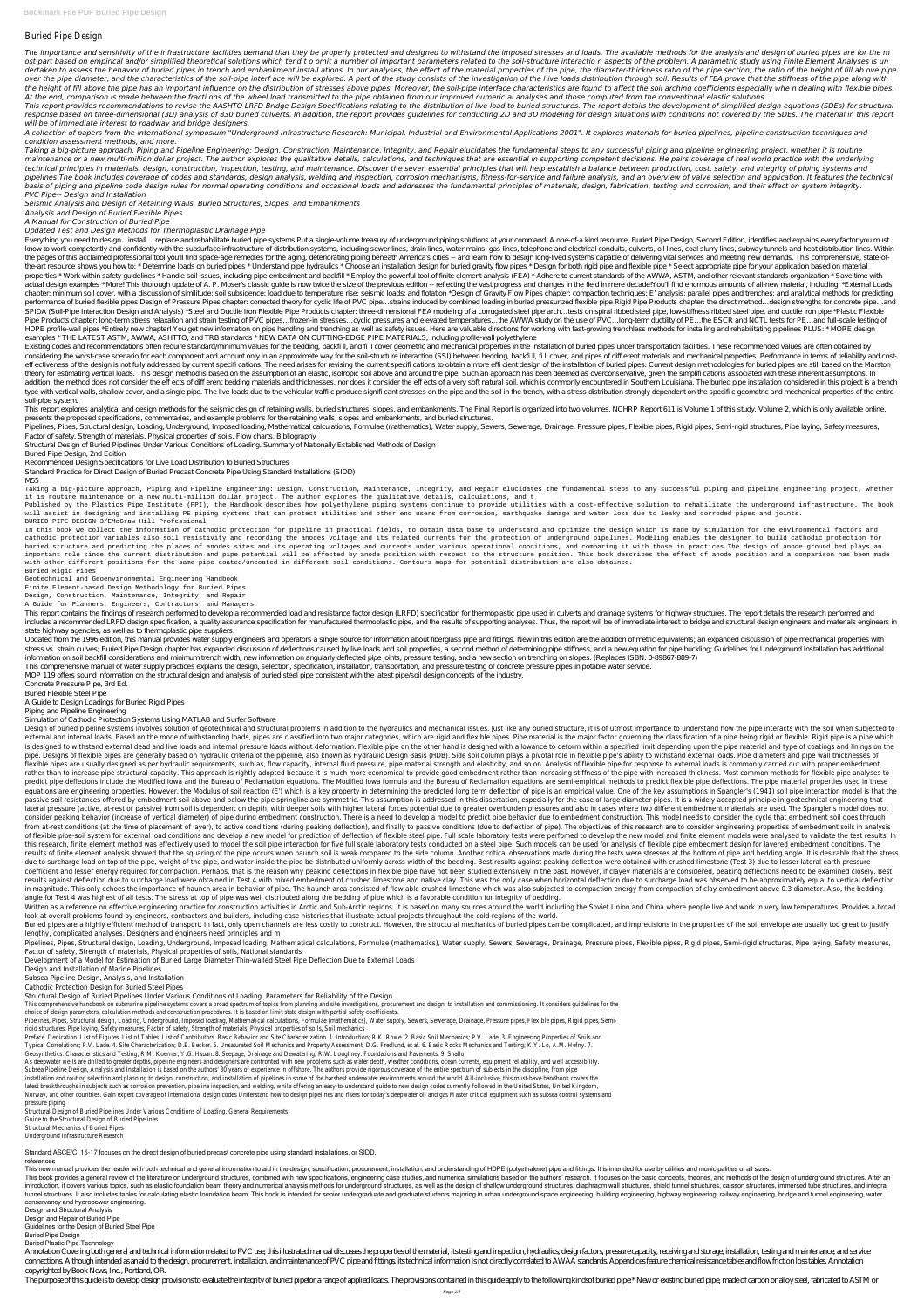# Buried Pipe Design

The importance and sensitivity of the infrastructure facilities demand that they be properly protected and designed to withstand the imposed stresses and loads. The available methods for the analysis and design of buried pipes are for the most part based on empirical and/or simplified theoretical solutions which tend to omit a number of important parameters related to the soil-structure interaction aspects of the problem. A parametric study using Finite Element Analyses is undertaken to assess the behavior of buried pipes in trench and embankment installations. In our analyses, the effect of the material properties of the pipe, the diameter-thickness ratio of the pipe section, the ratio of the height of fill above over the pipe diameter, and the characteristics of the soil-pipe interface will be explored. A part of the study consists of the investigation of the live loads distribution through soil. Results of FEA prove that the stiffness of the pipe along with the height of fill above the pipe has an important influence on the distribution of stresses above pipes. Moreover, the soil-pipe interface characteristics are found to affect the soil arching coefficients especially when dealing with flexible pipes. At the end, comparison is made between the fractions of the wheel load transmitted to the pipe obtained from our improved numerical analyses and those computed from the conventional elastic solutions.

This report provides recommendations to revise the AASHTO LRFD Bridge Design Specifications relating to the distribution of live load to buried structures. The report details the development of simplified design equations (SDEs) for structural response based on three-dimensional (3D) analysis of 830 buried culverts. In addition, the report provides guidelines for conducting 2D and 3D modeling for design situations with conditions not covered by the SDEs. The material in this report will be of immediate interest to roadway and bridge designers.

A collection of papers from the international symposium "Underground Infrastructure Research: Municipal, Industrial and Environmental Applications 2001". It explores materials for buried pipelines, pipeline construction techniques and condition assessment methods, and more.

Taking a big-picture approach, Piping and Pipeline Engineering: Design, Construction, Maintenance, Integrity, and Repair elucidates the fundamental steps to any successful piping and pipeline engineering project, whether it is routine maintenance or a new multi-million dollar project. The author explores the qualitative details, calculations, and techniques that are essential in supporting competent decisions. He pairs coverage of real world practice with the underlying technical principles in materials, design, construction, inspection, testing, and maintenance. Discover the seven essential principles that will help establish a balance between production, cost, safety, and integrity of piping systems and pipelines The book includes coverage of codes and standards, design analysis, welding and inspection, corrosion mechanisms, fitness-for-service and failure analysis, and an overview of valve selection and application. It features the technical basis of piping and pipeline code design rules for normal operating conditions and occasional loads and addresses the fundamental principles of materials, design, fabrication, testing and corrosion, and their effect on system integrity.

*PVC Pipe-- Design and Installation*

*Seismic Analysis and Design of Retaining Walls, Buried Structures, Slopes, and Embankments*

*Analysis and Design of Buried Flexible Pipes*

*A Manual for Construction of Buried Pipe*

*Updated Test and Design Methods for Thermoplastic Drainage Pipe*

Everything you need to design...install... replace and rehabilitate buried pipe systems Put a single-volume treasury of underground piping solutions at your command! A one-of-a kind resource, Buried Pipe Design, Second Edition, identifies and explains every factor you must know to work competently and confidently with the subsurface infrastructure of distribution systems, including sewer lines, drain lines, water mains, gas lines, telephone and electrical conduits, culverts, oil lines, coal slurry lines, subway tunnels and heat distribution lines. Within the pages of this acclaimed professional tool you'll find space-age remedies for the aging, deteriorating piping beneath America's cities -- and learn how to design long-lived systems capable of delivering vital services and meeting new demands. This comprehensive, state-of-the-art resource shows you how to: * Determine loads on buried pipes * Understand pipe hydraulics * Choose an installation design for buried gravity flow pipes * Design for both rigid pipe and flexible pipe * Select appropriate pipe for your application based on material properties * Work within safety guidelines * Handle soil issues, including pipe embedment and backfill * Employ the powerful tool of finite element analysis (FEA) * Adhere to current standards of the AWWA, ASTM, and other relevant standards organization * Save time with actual design examples * More! This thorough update of A. P. Moser's classic guide is now twice the size of the previous edition -- reflecting the vast progress and changes in the field in mere decade!You'll find enormous amounts of all-new material, including: *External Loads chapter: minimum soil cover, with a discussion of similitude; soil subsidence; load due to temperature rise; seismic loads; and flotation *Design of Gravity Flow Pipes chapter: compaction techniques; E' analysis; parallel pipes and trenches; and analytical methods for predicting performance of buried flexible pipes Design of Pressure Pipes chapter: corrected theory for cyclic life of PVC pipe...strains induced by combined loading in buried pressurized flexible pipe Rigid Pipe Products chapter: the direct method...design strengths for concrete pipe...and SPIDA (Soil-Pipe Interaction Design and Analysis) *Steel and Ductile Iron Flexible Pipe Products chapter: three-dimensional FEA modeling of a corrugated steel pipe arch...tests on spiral ribbed steel pipe, low-stiffness ribbed steel pipe, and ductile iron pipe *Plastic Flexible Pipe Products chapter: long-term stress relaxation and strain testing of PVC pipes...frozen-in stresses...cyclic pressures and elevated temperatures...the AWWA study on the use of PVC...long-term ductility of PE...the ESCR and NCTL tests for PE...and full-scale testing of HDPE profile-wall pipes *Entirely new chapter! You get new information on pipe handling and trenching as well as safety issues. Here are valuable directions for working with fast-growing trenchless methods for installing and rehabilitating pipelines PLUS: * MORE design examples * THE LATEST ASTM, AWWA, ASHTTO, and TRB standards * NEW DATA ON CUTTING-EDGE PIPE MATERIALS, including profile-wall polyethylene

Existing codes and recommendations often require standard/minimum values for the bedding, backfill, and fill cover geometric and mechanical properties in the installation of buried pipes under transportation facilities. These recommended values are often obtained by considering the worst-case scenario for each component and account only in an approximate way for the soil-structure interaction (SSI) between bedding, backfill, fill cover, and pipes of different materials and mechanical properties. Performance in terms of reliability and cost-effectiveness of the design is not fully addressed by current specifications. The need arises for revising the current specifications to a more efficient design of the installation of buried pipes. Current design methodologies for buried pipes are still based on the Marston theory for estimating vertical loads. This design method is based on the assumption of an elastic, isotropic soil above and around the pipe. Such an approach has been deemed as overconservative, given the simplifications associated with these inherent assumptions. In addition, the method does not consider the effects of different bedding materials and thicknesses, nor does it consider the effects of a very soft natural soil, which is commonly encountered in Southern Louisiana. The buried pipe installation considered in this project is a trench type with vertical walls, shallow cover, and a single pipe. The live loads due to the vehicular traffic produce significant stresses on the pipe and the soil in the trench, with a stress distribution strongly dependent on the specific geometric and mechanical properties of the entire soil-pipe system.

This report explores analytical and design methods for the seismic design of retaining walls, buried structures, slopes, and embankments. The Final Report is organized into two volumes. NCHRP Report 611 is Volume 1 of this study. Volume 2, which is only available online, presents the proposed specifications, commentaries, and example problems for the retaining walls, slopes and embankments, and buried structures.

Pipelines, Pipes, Structural design, Loading, Underground, Imposed loading, Mathematical calculations, Formulae (mathematics), Water supply, Sewers, Sewerage, Drainage, Pressure pipes, Flexible pipes, Rigid pipes, Semi-rigid structures, Pipe laying, Safety measures, Factor of safety, Strength of materials, Physical properties of soils, Flow charts, Bibliography

Structural Design of Buried Pipelines Under Various Conditions of Loading. Summary of Nationally Established Methods of Design

Buried Pipe Design, 2nd Edition

Recommended Design Specifications for Live Load Distribution to Buried Structures

Standard Practice for Direct Design of Buried Precast Concrete Pipe Using Standard Installations (SIDD)

M55

Taking a big-picture approach, Piping and Pipeline Engineering: Design, Construction, Maintenance, Integrity, and Repair elucidates the fundamental steps to any successful piping and pipeline engineering project, whether it is routine maintenance or a new multi-million dollar project. The author explores the qualitative details, calculations, and t

Published by the Plastics Pipe Institute (PPI), the Handbook describes how polyethylene piping systems continue to provide utilities with a cost-effective solution to rehabilitate the underground infrastructure. The book will assist in designing and installing PE piping systems that can protect utilities and other end users from corrosion, earthquake damage and water loss due to leaky and corroded pipes and joints.

BURIED PIPE DESIGN 3/EMcGraw Hill Professional

In this book we collect the information of cathodic protection for pipeline in practical fields, to obtain data base to understand and optimize the design which is made by simulation for the environmental factors and cathodic protection variables also soil resistivity and recording the anodes voltage and its related currents for the protection of underground pipelines. Modeling enables the designer to build cathodic protection for buried structure and predicting the places of anodes sites and its operating voltages and currents under various operational conditions, and comparing it with those in practices.The design of anode ground bed plays an important role since the current distribution and pipe potential will be affected by anode position with respect to the structure position. This book describes the effect of anode position and a comparison has been made with other different positions for the same pipe coated/uncoated in different soil conditions. Contours maps for potential distribution are also obtained.

Buried Pipes

Geotechnical and Geoenvironmental Engineering Handbook

Finite Element-based Design Methodology for Buried Pipes

Design, Construction, Maintenance, Integrity, and Repair

A Guide for Planners, Engineers, Contractors, and Managers

This report contains the findings of research performed to develop a recommended load and resistance factor design (LRFD) specification for thermoplastic pipe used in culverts and drainage systems for highway structures. The report details the research performed and includes a recommended LRFD design specification, a quality assurance specification for manufactured thermoplastic pipe, and the results of supporting analyses. Thus, the report will be of immediate interest to bridge and structural design engineers and materials engineers in state highway agencies, as well as to thermoplastic pipe suppliers.

Updated from the 1996 edition, this manual provides water supply engineers and operators a single source for information about fiberglass pipe and fittings. New in this edition are the addition of metric equivalents; an expanded discussion of pipe mechanical properties with stress vs. strain curves; Buried Pipe Design chapter has expanded discussion of deflections caused by live loads and soil properties, a second method of determining pipe stiffness, and a new equation for pipe buckling; Guidelines for Underground Installation has additional information on soil backfill considerations and minimum trench width, new information on angularly deflected pipe joints, pressure testing, and a new section on trenching on slopes. (Replaces ISBN: 0-89867-889-7)

This comprehensive manual of water supply practices explains the design, selection, specification, installation, transportation, and pressure testing of concrete pressure pipes in potable water service.

MOP 119 offers sound information on the structural design and analysis of buried steel pipe consistent with the latest pipe/soil design concepts of the industry.

Concrete Pressure Pipe, 3rd Ed.

Buried Flexible Steel Pipe

A Guide to Design Loadings for Buried Rigid Pipes

Piping and Pipeline Engineering

Simulation of Cathodic Protection Systems Using MATLAB and Surfer Software

Design of buried pipeline systems involves solution of geotechnical and structural problems in addition to the hydraulics and mechanical issues. Just like any buried structure, it is of utmost importance to understand how the pipe interacts with the soil when subjected to external and internal loads. Based on the mode of withstanding loads, pipes are classified into two major categories, which are rigid and flexible pipes. Pipe material is the major factor governing the classification of a pipe being rigid or flexible. Rigid pipe is a pipe which is designed to withstand external dead and live loads and internal pressure loads without deformation. Flexible pipe on the other hand is designed with allowance to deform within a specified limit depending upon the pipe material and type of coatings and linings on the pipe. Designs of flexible pipes are generally based on hydraulic criteria of the pipeline, also known as Hydraulic Design Basis (HDB). Side soil column plays a pivotal role in flexible pipe's ability to withstand external loads. Pipe diameters and pipe wall thicknesses of flexible pipes are usually designed as per hydraulic requirements, such as, flow capacity, internal fluid pressure, pipe material strength and elasticity, and so on. Analysis of flexible pipe for response to external loads is commonly carried out with proper embedment rather than to increase pipe structural capacity. This approach is rightly adopted because it is much more economical to provide good embedment rather than increasing stiffness of the pipe with increased thickness. Most common methods for flexible pipe analyses to predict pipe deflections include the Modified Iowa and the Bureau of Reclamation equations. The Modified Iowa formula and the Bureau of Reclamation equations are semi-empirical methods to predict flexible pipe deflections. The pipe material properties used in these equations are engineering properties. However, the Modulus of soil reaction (E') which is a key property in determining the predicted long term deflection of pipe is an empirical value. One of the key assumptions in Spangler's (1941) soil pipe interaction model is that the passive soil resistances offered by embedment soil above and below the pipe springline are symmetric. This assumption is addressed in this dissertation, especially for the case of large diameter pipes. It is a widely accepted principle in geotechnical engineering that lateral pressure (active, at-rest or passive) from soil is dependent on depth, with deeper soils with higher lateral forces potential due to greater overburden pressures and also in cases where two different embedment materials are used. The Spangler's model does not consider peaking behavior (increase of vertical diameter) of pipe during embedment construction. There is a need to develop a model to predict pipe behavior due to embedment construction. This model needs to consider the cycle that embedment soil goes through from at-rest conditions (at the time of placement of layer), to active conditions (during peaking deflection), and finally to passive conditions (due to deflection of pipe). The objectives of this research are to consider engineering properties of embedment soils in analysis of flexible pipe-soil system for external load conditions and develop a new model for prediction of deflection of flexible steel pipe. Full scale laboratory tests were perfomed to develop the new model and finite element models were analysed to validate the test results. In this research, finite element method was effectively used to model the soil pipe interaction for five full scale laboratory tests conducted on a steel pipe. Such models can be used for analysis of flexible pipe embedment design for layered embedment conditions. The results of finite element analysis showed that the squaring of the pipe occurs when haunch soil is weak compared to the side column. Another critical observations made during the tests were stresses at the bottom of pipe and bedding angle. It is desirable that the stress due to surcharge load on top of the pipe, weight of the pipe, and water inside the pipe be distributed uniformly across width of the bedding. Best results against peaking deflection were obtained with crushed limestone (Test 3) due to lesser lateral earth pressure coefficient and lesser energy required for compaction. Perhaps, that is the reason why peaking deflections in flexible pipe have not been studied extensively in the past. However, if clayey materials are considered, peaking deflections need to be examined closely. Best results against deflection due to surcharge load were obtained in Test 4 with mixed embedment of crushed limestone and native clay. This was the only case when horizontal deflection due to surcharge load was observed to be approximately equal to vertical deflection in magnitude. This only echoes the importance of haunch area in behavior of pipe. The haunch area consisted of flow-able crushed limestone which was also subjected to compaction energy from compaction of clay embedment above 0.3 diameter. Also, the bedding angle for Test 4 was highest of all tests. The stress at top of pipe was well distributed along the bedding of pipe which is a favorable condition for integrity of bedding.

Written as a reference on effective engineering practice for construction activities in Arctic and Sub-Arctic regions. It is based on many sources around the world including the Soviet Union and China where people live and work in very low temperatures. Provides a broad look at overall problems found by engineers, contractors and builders, including case histories that illustrate actual projects throughout the cold regions of the world.

Buried pipes are a highly efficient method of transport. In fact, only open channels are less costly to construct. However, the structural mechanics of buried pipes can be complicated, and imprecisions in the properties of the soil envelope are usually too great to justify lengthy, complicated analyses. Designers and engineers need principles and m

Pipelines, Pipes, Structural design, Loading, Underground, Imposed loading, Mathematical calculations, Formulae (mathematics), Water supply, Sewers, Sewerage, Drainage, Pressure pipes, Flexible pipes, Rigid pipes, Semi-rigid structures, Pipe laying, Safety measures, Factor of safety, Strength of materials, Physical properties of soils, National standards

Development of a Model for Estimation of Buried Large Diameter Thin-walled Steel Pipe Deflection Due to External Loads

Design and Installation of Marine Pipelines

Subsea Pipeline Design, Analysis, and Installation

Cathodic Protection Design for Buried Steel Pipes

Structural Design of Buried Pipelines Under Various Conditions of Loading. Parameters for Reliability of the Design

This comprehensive handbook on submarine pipeline systems covers a broad spectrum of topics from planning and site investigations, procurement and design, to installation and commissioning. It considers guidelines for the choice of design parameters, calculation methods and construction procedures. It is based on limit state design with partial safety coefficients.

Pipelines, Pipes, Structural design, Loading, Underground, Imposed loading, Mathematical calculations, Formulae (mathematics), Water supply, Sewers, Sewerage, Drainage, Pressure pipes, Flexible pipes, Rigid pipes, Semi-rigid structures, Pipe laying, Safety measures, Factor of safety, Strength of materials, Physical properties of soils, Soil mechanics

Preface. Dedication. List of Figures. List of Tables. List of Contributors. Basic Behavior and Site Characterization. 1. Introduction; R.K. Rowe. 2. Basic Soil Mechanics; P.V. Lade. 3. Engineering Properties of Soils and Typical Correlations; P.V. Lade. 4. Site Characterization; D.E. Becker. 5. Unsaturated Soil Mechanics and Property Assessment; D.G. Fredlund, et al. 6. Basic Rocks Mechanics and Testing; K.Y. Lo, A.M. Hefny. 7. Geosynthetics: Characteristics and Testing; R.M. Koerner, Y.G. Hsuan. 8. Seepage, Drainage and Dewatering; R.W. Loughney. Foundations and Pavements. 9. Shallo.

As deepwater wells are drilled to greater depths, pipeline engineers and designers are confronted with new problems such as water depth, weather conditions, ocean currents, equipment reliability, and well accessibility. Subsea Pipeline Design, Analysis and Installation is based on the authors' 30 years of experience in offshore. The authors provide rigorous coverage of the entire spectrum of subjects in the discipline, from pipe installation and routing selection and planning to design, construction, and installation of pipelines in some of the harshest underwater environments around the world. All-inclusive, this must-have handbook covers the latest breakthroughs in subjects such as corrosion prevention, pipeline inspection, and welding, while offering an easy-to-understand guide to new design codes currently followed in the United States, United Kingdom, Norway, and other countries. Gain expert coverage of international design codes Understand how to design pipelines and risers for today's deepwater oil and gas Master critical equipment such as subsea control systems and pressure piping

Structural Design of Buried Pipelines Under Various Conditions of Loading. General Requirements

Guide to the Structural Design of Buried Pipelines

Structural Mechanics of Buried Pipes

Underground Infrastructure Research

Standard ASCE/CI 15-17 focuses on the direct design of buried precast concrete pipe using standard installations, or SIDD.

references

This new manual provides the reader with both technical and general information to aid in the design, specification, procurement, installation, and understanding of HDPE (polyethelene) pipe and fittings. It is intended for use by utilities and municipalities of all sizes.

This book provides a general review of the literature on underground structures, combined with new specifications, engineering case studies, and numerical simulations based on the authors' research. It focuses on the basic concepts, theories, and methods of the design of underground structures. After an introduction, it covers various topics, such as elastic foundation beam theory and numerical analysis methods for underground structures, as well as the design of shallow underground structures, diaphragm wall structures, shield tunnel structures, caisson structures, immersed tube structures, and integral tunnel structures. It also includes tables for calculating elastic foundation beam. This book is intended for senior undergraduate and graduate students majoring in urban underground space engineering, building engineering, highway engineering, railway engineering, bridge and tunnel engineering, water conservancy and hydropower engineering.

Design and Structural Analysis

Design and Repair of Buried Pipe

Guidelines for the Design of Buried Steel Pipe

Buried Pipe Design

Buried Plastic Pipe Technology

Annotation Covering both general and technical information related to PVC use, this illustrated manual discusses the properties of the material, its testing and inspection, hydraulics, design factors, pressure capacity, receiving and storage, installation, testing and maintenance, and service connections. Although intended as an aid to the design, procurement, installation, and maintenance of PVC pipe and fittings, its technical information is not directly correlated to AWAA standards. Appendices feature chemical resistance tables and flow friction loss tables. Annotation copyrighted by Book News, Inc., Portland, OR.

The purpose of this guide is to develop design provisions to evaluate the integrity of buried pipefor a range of applied loads. The provisions contained in this guide apply to the following kinds of buried pipe: * New or existing buried pipe, made of carbon or alloy steel, fabricated to ASTM or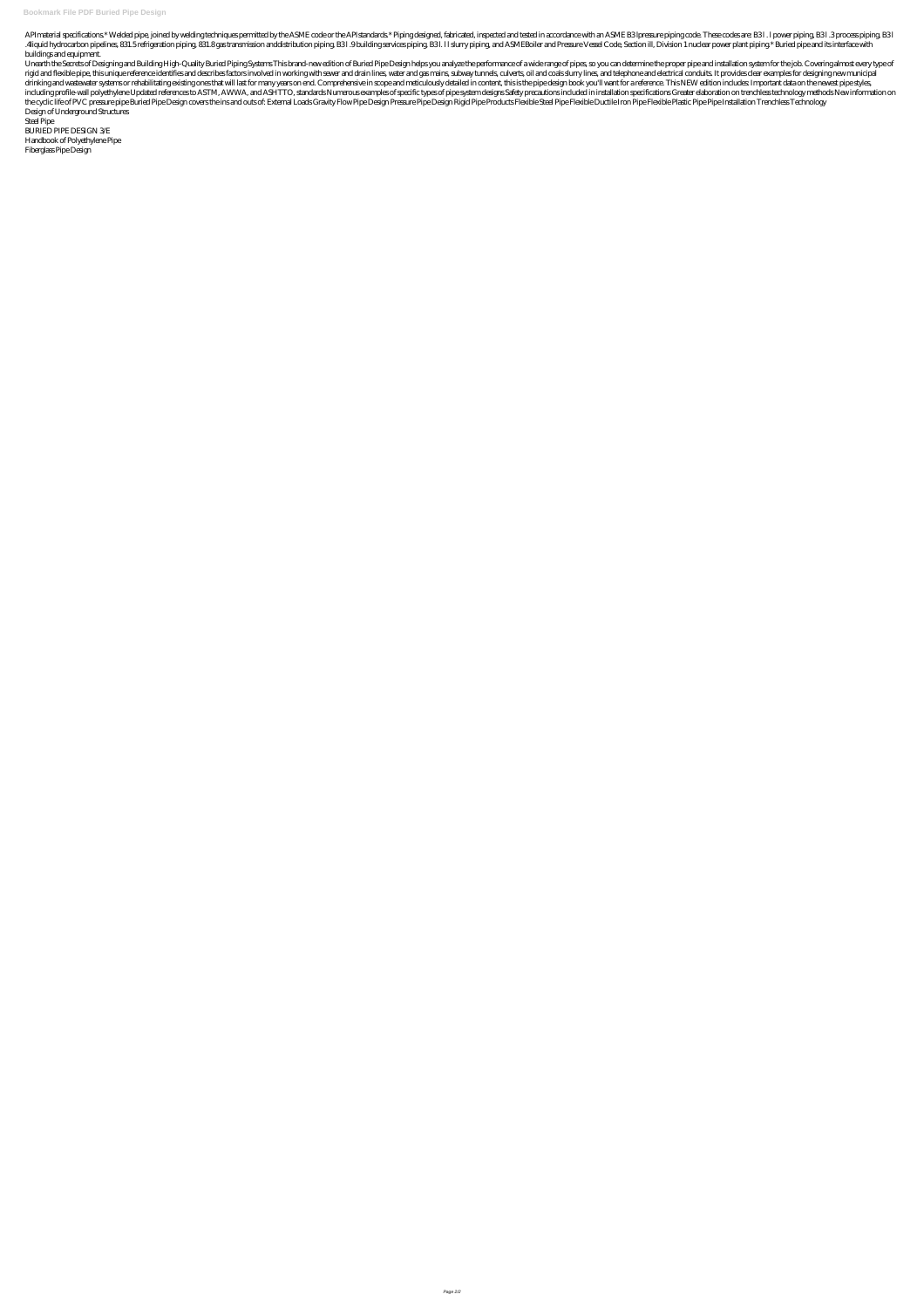APImaterial specifications.* Welded pipe, joined by welding techniques permitted by the ASME code or the APIstandards.* Piping designed, fabricated, inspected and tested in accordance with an ASME B3 lpressure piping code. These codes are: B3I . l power piping, B3I .3 process piping, B3I .4liquid hydrocarbon pipelines, 831.5 refrigeration piping, 831.8 gas transmission anddistribution piping, B3I .9 building services piping, B3I. l l slurry piping, and ASMEBoiler and Pressure Vessel Code, Section ill, Division 1 nuclear power plant piping.* Buried pipe and its interface with buildings and equipment.

Unearth the Secrets of Designing and Building High-Quality Buried Piping Systems This brand-new edition of Buried Pipe Design helps you analyze the performance of a wide range of pipes, so you can determine the proper pipe and installation system for the job. Covering almost every type of rigid and flexible pipe, this unique reference identifies and describes factors involved in working with sewer and drain lines, water and gas mains, subway tunnels, culverts, oil and coals slurry lines, and telephone and electrical conduits. It provides clear examples for designing new municipal drinking and wastewater systems or rehabilitating existing ones that will last for many years on end. Comprehensive in scope and meticulously detailed in content, this is the pipe design book you'll want for a reference. This NEW edition includes: Important data on the newest pipe styles, including profile-wall polyethylene Updated references to ASTM, AWWA, and ASHTTO, standards Numerous examples of specific types of pipe system designs Safety precautions included in installation specifications Greater elaboration on trenchless technology methods New information on the cyclic life of PVC pressure pipe Buried Pipe Design covers the ins and outs of: External Loads Gravity Flow Pipe Design Pressure Pipe Design Rigid Pipe Products Flexible Steel Pipe Flexible Ductile Iron Pipe Flexible Plastic Pipe Pipe Installation Trenchless Technology

Design of Underground Structures

Steel Pipe

BURIED PIPE DESIGN 3/E

Handbook of Polyethylene Pipe

Fiberglass Pipe Design